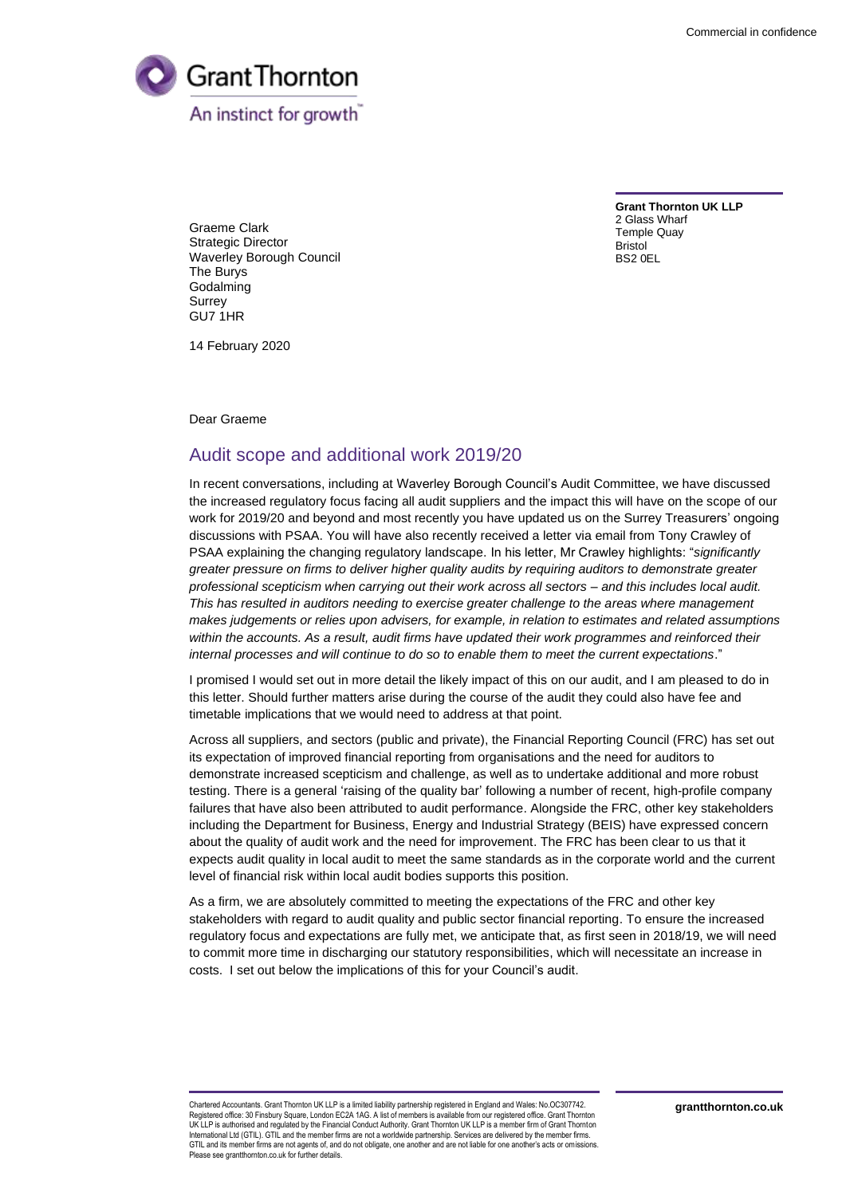Commercial in confidence

Grant Thornton
An instinct for growth

**Grant Thornton UK LLP**
2 Glass Wharf
Temple Quay
Bristol
BS2 0EL

Graeme Clark
Strategic Director
Waverley Borough Council
The Burys
Godalming
Surrey
GU7 1HR

14 February 2020

Dear Graeme

## Audit scope and additional work 2019/20

In recent conversations, including at Waverley Borough Council's Audit Committee, we have discussed the increased regulatory focus facing all audit suppliers and the impact this will have on the scope of our work for 2019/20 and beyond and most recently you have updated us on the Surrey Treasurers' ongoing discussions with PSAA. You will have also recently received a letter via email from Tony Crawley of PSAA explaining the changing regulatory landscape. In his letter, Mr Crawley highlights: "*significantly greater pressure on firms to deliver higher quality audits by requiring auditors to demonstrate greater professional scepticism when carrying out their work across all sectors – and this includes local audit. This has resulted in auditors needing to exercise greater challenge to the areas where management makes judgements or relies upon advisers, for example, in relation to estimates and related assumptions within the accounts. As a result, audit firms have updated their work programmes and reinforced their internal processes and will continue to do so to enable them to meet the current expectations*."

I promised I would set out in more detail the likely impact of this on our audit, and I am pleased to do in this letter. Should further matters arise during the course of the audit they could also have fee and timetable implications that we would need to address at that point.

Across all suppliers, and sectors (public and private), the Financial Reporting Council (FRC) has set out its expectation of improved financial reporting from organisations and the need for auditors to demonstrate increased scepticism and challenge, as well as to undertake additional and more robust testing. There is a general 'raising of the quality bar' following a number of recent, high-profile company failures that have also been attributed to audit performance. Alongside the FRC, other key stakeholders including the Department for Business, Energy and Industrial Strategy (BEIS) have expressed concern about the quality of audit work and the need for improvement. The FRC has been clear to us that it expects audit quality in local audit to meet the same standards as in the corporate world and the current level of financial risk within local audit bodies supports this position.

As a firm, we are absolutely committed to meeting the expectations of the FRC and other key stakeholders with regard to audit quality and public sector financial reporting. To ensure the increased regulatory focus and expectations are fully met, we anticipate that, as first seen in 2018/19, we will need to commit more time in discharging our statutory responsibilities, which will necessitate an increase in costs. I set out below the implications of this for your Council's audit.

Chartered Accountants. Grant Thornton UK LLP is a limited liability partnership registered in England and Wales: No.OC307742. Registered office: 30 Finsbury Square, London EC2A 1AG. A list of members is available from our registered office. Grant Thornton UK LLP is authorised and regulated by the Financial Conduct Authority. Grant Thornton UK LLP is a member firm of Grant Thornton International Ltd (GTIL). GTIL and the member firms are not a worldwide partnership. Services are delivered by the member firms. GTIL and its member firms are not agents of, and do not obligate, one another and are not liable for one another's acts or omissions. Please see grantthornton.co.uk for further details.

**grantthornton.co.uk**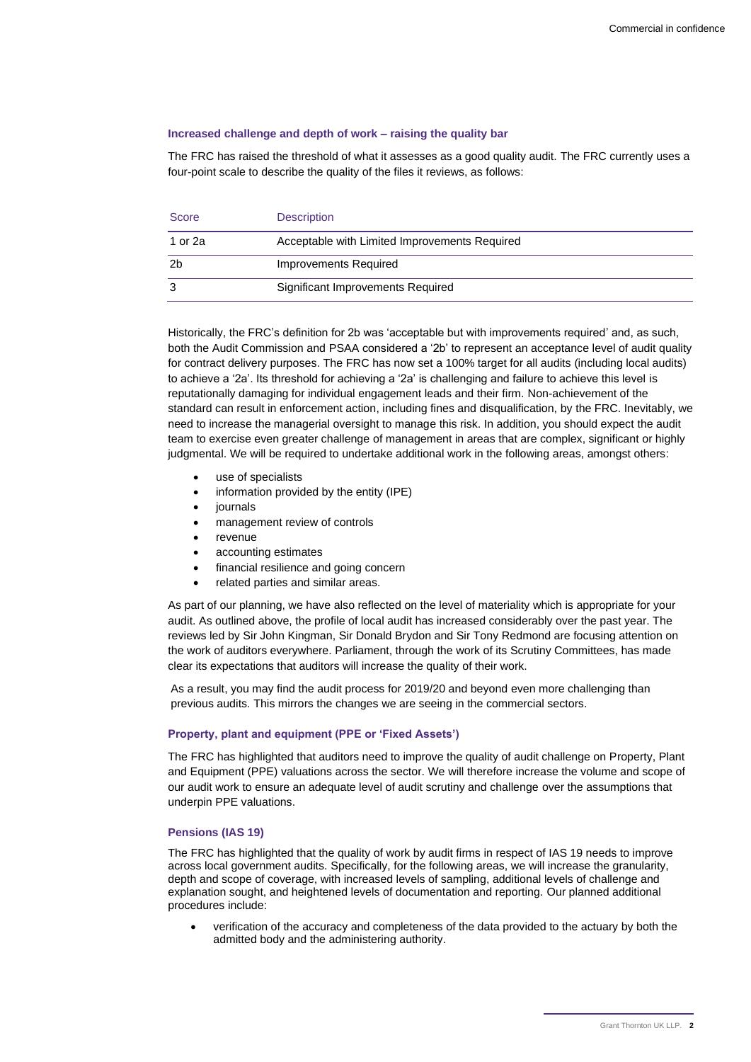### Increased challenge and depth of work – raising the quality bar

The FRC has raised the threshold of what it assesses as a good quality audit. The FRC currently uses a four-point scale to describe the quality of the files it reviews, as follows:

| Score | Description |
|---|---|
| 1 or 2a | Acceptable with Limited Improvements Required |
| 2b | Improvements Required |
| 3 | Significant Improvements Required |

Historically, the FRC's definition for 2b was 'acceptable but with improvements required' and, as such, both the Audit Commission and PSAA considered a '2b' to represent an acceptance level of audit quality for contract delivery purposes. The FRC has now set a 100% target for all audits (including local audits) to achieve a '2a'. Its threshold for achieving a '2a' is challenging and failure to achieve this level is reputationally damaging for individual engagement leads and their firm. Non-achievement of the standard can result in enforcement action, including fines and disqualification, by the FRC. Inevitably, we need to increase the managerial oversight to manage this risk. In addition, you should expect the audit team to exercise even greater challenge of management in areas that are complex, significant or highly judgmental. We will be required to undertake additional work in the following areas, amongst others:

- use of specialists
- information provided by the entity (IPE)
- journals
- management review of controls
- revenue
- accounting estimates
- financial resilience and going concern
- related parties and similar areas.

As part of our planning, we have also reflected on the level of materiality which is appropriate for your audit. As outlined above, the profile of local audit has increased considerably over the past year. The reviews led by Sir John Kingman, Sir Donald Brydon and Sir Tony Redmond are focusing attention on the work of auditors everywhere. Parliament, through the work of its Scrutiny Committees, has made clear its expectations that auditors will increase the quality of their work.

As a result, you may find the audit process for 2019/20 and beyond even more challenging than previous audits. This mirrors the changes we are seeing in the commercial sectors.

### Property, plant and equipment (PPE or 'Fixed Assets')

The FRC has highlighted that auditors need to improve the quality of audit challenge on Property, Plant and Equipment (PPE) valuations across the sector. We will therefore increase the volume and scope of our audit work to ensure an adequate level of audit scrutiny and challenge over the assumptions that underpin PPE valuations.

### Pensions (IAS 19)

The FRC has highlighted that the quality of work by audit firms in respect of IAS 19 needs to improve across local government audits. Specifically, for the following areas, we will increase the granularity, depth and scope of coverage, with increased levels of sampling, additional levels of challenge and explanation sought, and heightened levels of documentation and reporting. Our planned additional procedures include:

- verification of the accuracy and completeness of the data provided to the actuary by both the admitted body and the administering authority.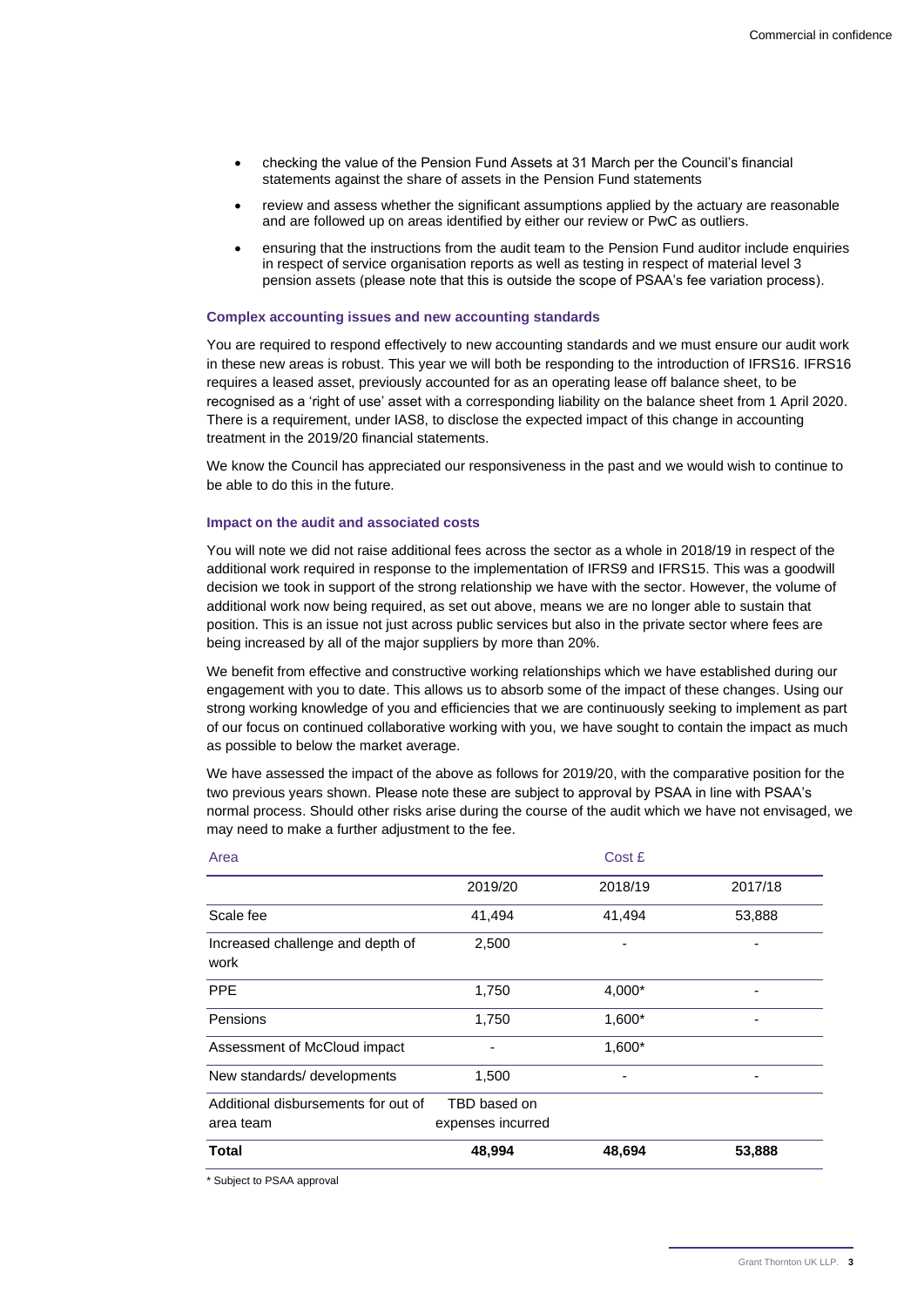- checking the value of the Pension Fund Assets at 31 March per the Council's financial statements against the share of assets in the Pension Fund statements
- review and assess whether the significant assumptions applied by the actuary are reasonable and are followed up on areas identified by either our review or PwC as outliers.
- ensuring that the instructions from the audit team to the Pension Fund auditor include enquiries in respect of service organisation reports as well as testing in respect of material level 3 pension assets (please note that this is outside the scope of PSAA's fee variation process).

### Complex accounting issues and new accounting standards

You are required to respond effectively to new accounting standards and we must ensure our audit work in these new areas is robust. This year we will both be responding to the introduction of IFRS16. IFRS16 requires a leased asset, previously accounted for as an operating lease off balance sheet, to be recognised as a 'right of use' asset with a corresponding liability on the balance sheet from 1 April 2020. There is a requirement, under IAS8, to disclose the expected impact of this change in accounting treatment in the 2019/20 financial statements.

We know the Council has appreciated our responsiveness in the past and we would wish to continue to be able to do this in the future.

### Impact on the audit and associated costs

You will note we did not raise additional fees across the sector as a whole in 2018/19 in respect of the additional work required in response to the implementation of IFRS9 and IFRS15. This was a goodwill decision we took in support of the strong relationship we have with the sector. However, the volume of additional work now being required, as set out above, means we are no longer able to sustain that position. This is an issue not just across public services but also in the private sector where fees are being increased by all of the major suppliers by more than 20%.

We benefit from effective and constructive working relationships which we have established during our engagement with you to date. This allows us to absorb some of the impact of these changes. Using our strong working knowledge of you and efficiencies that we are continuously seeking to implement as part of our focus on continued collaborative working with you, we have sought to contain the impact as much as possible to below the market average.

We have assessed the impact of the above as follows for 2019/20, with the comparative position for the two previous years shown. Please note these are subject to approval by PSAA in line with PSAA's normal process. Should other risks arise during the course of the audit which we have not envisaged, we may need to make a further adjustment to the fee.

| Area | Cost £ | | |
|---|---|---|---|
| | 2019/20 | 2018/19 | 2017/18 |
| Scale fee | 41,494 | 41,494 | 53,888 |
| Increased challenge and depth of work | 2,500 | - | - |
| PPE | 1,750 | 4,000* | - |
| Pensions | 1,750 | 1,600* | - |
| Assessment of McCloud impact | - | 1,600* | |
| New standards/ developments | 1,500 | - | - |
| Additional disbursements for out of area team | TBD based on expenses incurred | | |
| **Total** | **48,994** | **48,694** | **53,888** |

* Subject to PSAA approval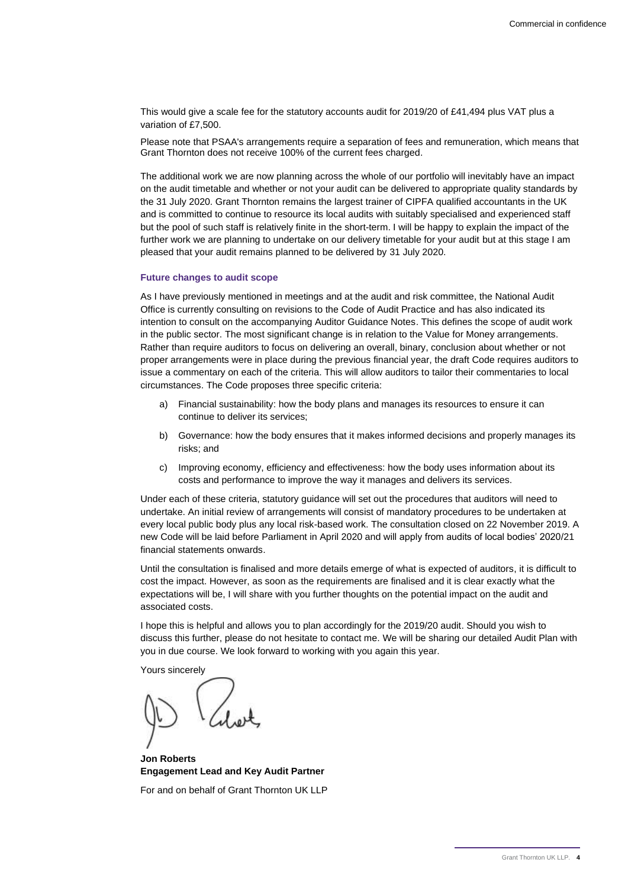This would give a scale fee for the statutory accounts audit for 2019/20 of £41,494 plus VAT plus a variation of £7,500.

Please note that PSAA's arrangements require a separation of fees and remuneration, which means that Grant Thornton does not receive 100% of the current fees charged.

The additional work we are now planning across the whole of our portfolio will inevitably have an impact on the audit timetable and whether or not your audit can be delivered to appropriate quality standards by the 31 July 2020. Grant Thornton remains the largest trainer of CIPFA qualified accountants in the UK and is committed to continue to resource its local audits with suitably specialised and experienced staff but the pool of such staff is relatively finite in the short-term. I will be happy to explain the impact of the further work we are planning to undertake on our delivery timetable for your audit but at this stage I am pleased that your audit remains planned to be delivered by 31 July 2020.

### Future changes to audit scope

As I have previously mentioned in meetings and at the audit and risk committee, the National Audit Office is currently consulting on revisions to the Code of Audit Practice and has also indicated its intention to consult on the accompanying Auditor Guidance Notes. This defines the scope of audit work in the public sector. The most significant change is in relation to the Value for Money arrangements. Rather than require auditors to focus on delivering an overall, binary, conclusion about whether or not proper arrangements were in place during the previous financial year, the draft Code requires auditors to issue a commentary on each of the criteria. This will allow auditors to tailor their commentaries to local circumstances. The Code proposes three specific criteria:

a) Financial sustainability: how the body plans and manages its resources to ensure it can continue to deliver its services;

b) Governance: how the body ensures that it makes informed decisions and properly manages its risks; and

c) Improving economy, efficiency and effectiveness: how the body uses information about its costs and performance to improve the way it manages and delivers its services.

Under each of these criteria, statutory guidance will set out the procedures that auditors will need to undertake. An initial review of arrangements will consist of mandatory procedures to be undertaken at every local public body plus any local risk-based work. The consultation closed on 22 November 2019. A new Code will be laid before Parliament in April 2020 and will apply from audits of local bodies' 2020/21 financial statements onwards.

Until the consultation is finalised and more details emerge of what is expected of auditors, it is difficult to cost the impact. However, as soon as the requirements are finalised and it is clear exactly what the expectations will be, I will share with you further thoughts on the potential impact on the audit and associated costs.

I hope this is helpful and allows you to plan accordingly for the 2019/20 audit. Should you wish to discuss this further, please do not hesitate to contact me. We will be sharing our detailed Audit Plan with you in due course. We look forward to working with you again this year.

Yours sincerely

**Jon Roberts**
**Engagement Lead and Key Audit Partner**

For and on behalf of Grant Thornton UK LLP